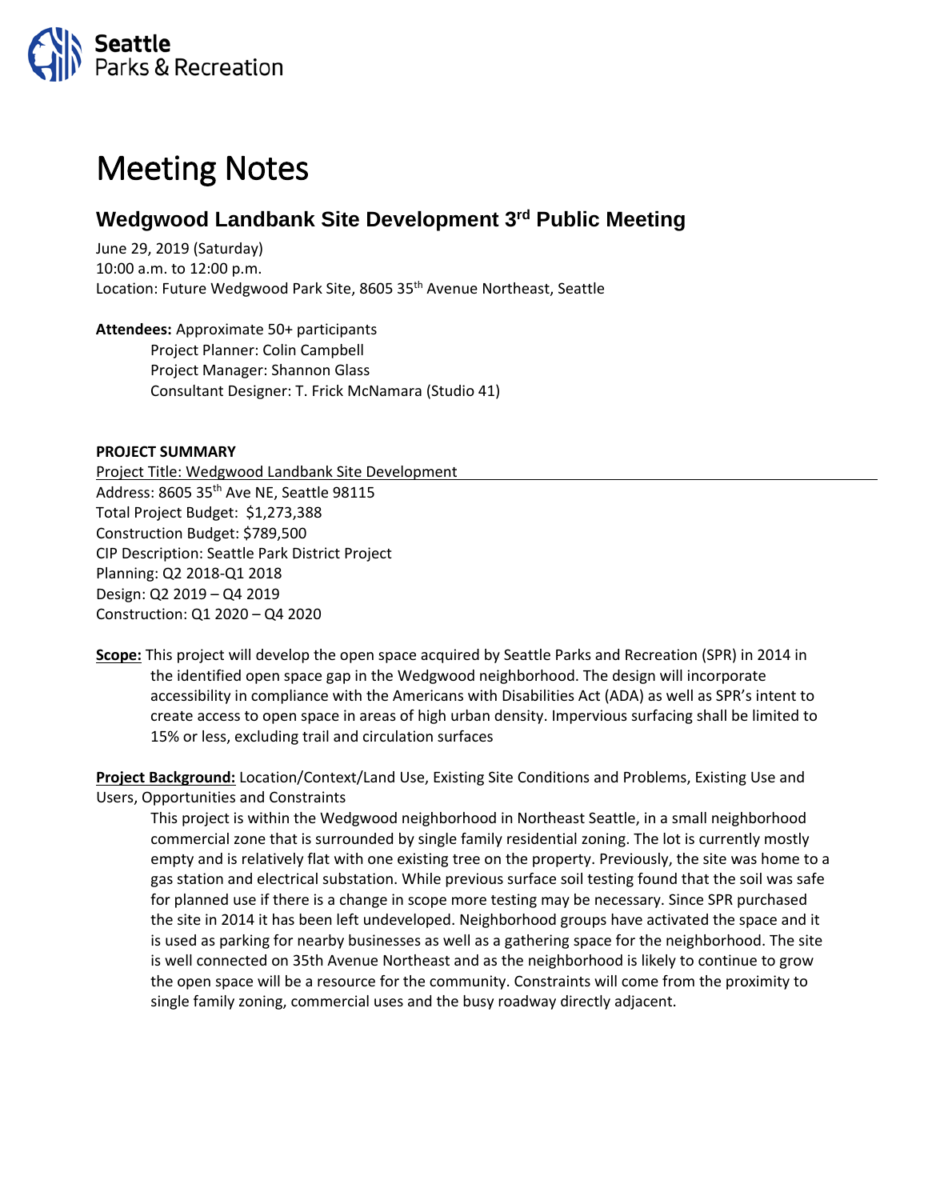Seattle Parks & Recreation

# Meeting Notes

## Wedgwood Landbank Site Development 3rd Public Meeting

June 29, 2019 (Saturday)
10:00 a.m. to 12:00 p.m.
Location: Future Wedgwood Park Site, 8605 35th Avenue Northeast, Seattle

**Attendees:** Approximate 50+ participants
Project Planner: Colin Campbell
Project Manager: Shannon Glass
Consultant Designer: T. Frick McNamara (Studio 41)

**PROJECT SUMMARY**

Project Title: Wedgwood Landbank Site Development
Address: 8605 35th Ave NE, Seattle 98115
Total Project Budget: $1,273,388
Construction Budget: $789,500
CIP Description: Seattle Park District Project
Planning: Q2 2018-Q1 2018
Design: Q2 2019 – Q4 2019
Construction: Q1 2020 – Q4 2020

**Scope:** This project will develop the open space acquired by Seattle Parks and Recreation (SPR) in 2014 in the identified open space gap in the Wedgwood neighborhood. The design will incorporate accessibility in compliance with the Americans with Disabilities Act (ADA) as well as SPR's intent to create access to open space in areas of high urban density. Impervious surfacing shall be limited to 15% or less, excluding trail and circulation surfaces

**Project Background:** Location/Context/Land Use, Existing Site Conditions and Problems, Existing Use and Users, Opportunities and Constraints

This project is within the Wedgwood neighborhood in Northeast Seattle, in a small neighborhood commercial zone that is surrounded by single family residential zoning. The lot is currently mostly empty and is relatively flat with one existing tree on the property. Previously, the site was home to a gas station and electrical substation. While previous surface soil testing found that the soil was safe for planned use if there is a change in scope more testing may be necessary. Since SPR purchased the site in 2014 it has been left undeveloped. Neighborhood groups have activated the space and it is used as parking for nearby businesses as well as a gathering space for the neighborhood. The site is well connected on 35th Avenue Northeast and as the neighborhood is likely to continue to grow the open space will be a resource for the community. Constraints will come from the proximity to single family zoning, commercial uses and the busy roadway directly adjacent.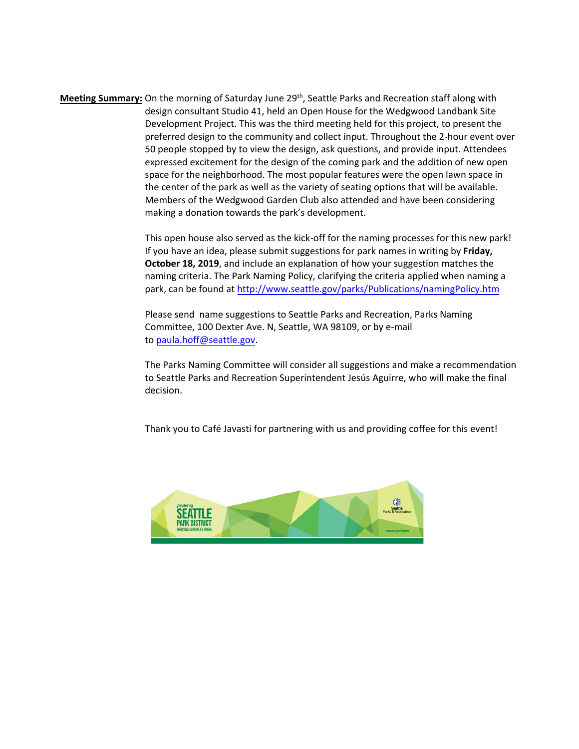**Meeting Summary:** On the morning of Saturday June 29th, Seattle Parks and Recreation staff along with design consultant Studio 41, held an Open House for the Wedgwood Landbank Site Development Project. This was the third meeting held for this project, to present the preferred design to the community and collect input. Throughout the 2-hour event over 50 people stopped by to view the design, ask questions, and provide input. Attendees expressed excitement for the design of the coming park and the addition of new open space for the neighborhood. The most popular features were the open lawn space in the center of the park as well as the variety of seating options that will be available. Members of the Wedgwood Garden Club also attended and have been considering making a donation towards the park's development.

This open house also served as the kick-off for the naming processes for this new park! If you have an idea, please submit suggestions for park names in writing by **Friday, October 18, 2019**, and include an explanation of how your suggestion matches the naming criteria. The Park Naming Policy, clarifying the criteria applied when naming a park, can be found at http://www.seattle.gov/parks/Publications/namingPolicy.htm

Please send name suggestions to Seattle Parks and Recreation, Parks Naming Committee, 100 Dexter Ave. N, Seattle, WA 98109, or by e-mail to paula.hoff@seattle.gov.

The Parks Naming Committee will consider all suggestions and make a recommendation to Seattle Parks and Recreation Superintendent Jesús Aguirre, who will make the final decision.

Thank you to Café Javasti for partnering with us and providing coffee for this event!

funded by SEATTLE PARK DISTRICT INVESTING IN PEOPLE & PARKS

Seattle Parks & Recreation

seattle.gov/parks